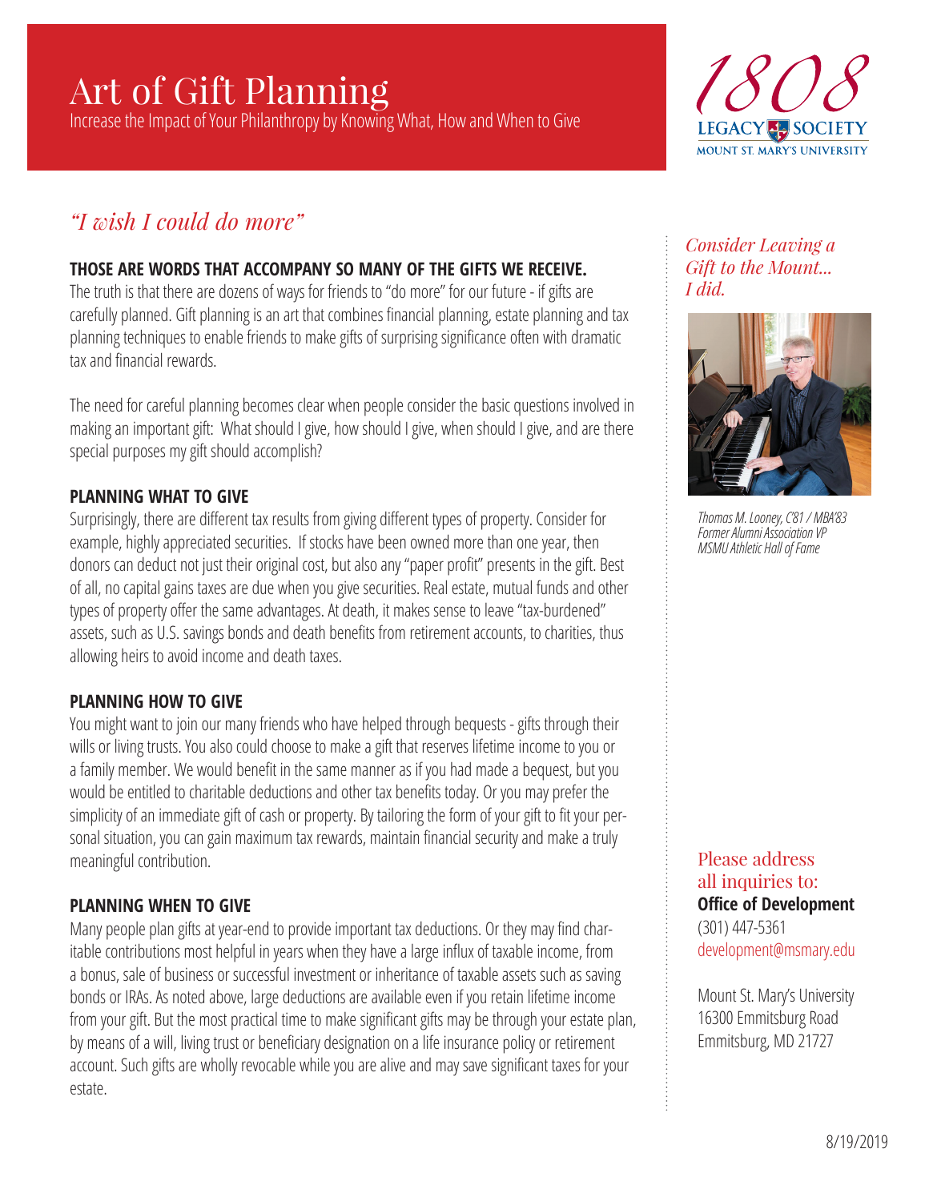# Art of Gift Planning

Increase the Impact of Your Philanthropy by Knowing What, How and When to Give

1808 LEGACY SOCIETY
MOUNT ST. MARY'S UNIVERSITY

## *"I wish I could do more"*

**THOSE ARE WORDS THAT ACCOMPANY SO MANY OF THE GIFTS WE RECEIVE.**
The truth is that there are dozens of ways for friends to "do more" for our future - if gifts are carefully planned. Gift planning is an art that combines financial planning, estate planning and tax planning techniques to enable friends to make gifts of surprising significance often with dramatic tax and financial rewards.

The need for careful planning becomes clear when people consider the basic questions involved in making an important gift: What should I give, how should I give, when should I give, and are there special purposes my gift should accomplish?

### PLANNING WHAT TO GIVE

Surprisingly, there are different tax results from giving different types of property. Consider for example, highly appreciated securities. If stocks have been owned more than one year, then donors can deduct not just their original cost, but also any "paper profit" presents in the gift. Best of all, no capital gains taxes are due when you give securities. Real estate, mutual funds and other types of property offer the same advantages. At death, it makes sense to leave "tax-burdened" assets, such as U.S. savings bonds and death benefits from retirement accounts, to charities, thus allowing heirs to avoid income and death taxes.

### PLANNING HOW TO GIVE

You might want to join our many friends who have helped through bequests - gifts through their wills or living trusts. You also could choose to make a gift that reserves lifetime income to you or a family member. We would benefit in the same manner as if you had made a bequest, but you would be entitled to charitable deductions and other tax benefits today. Or you may prefer the simplicity of an immediate gift of cash or property. By tailoring the form of your gift to fit your personal situation, you can gain maximum tax rewards, maintain financial security and make a truly meaningful contribution.

### PLANNING WHEN TO GIVE

Many people plan gifts at year-end to provide important tax deductions. Or they may find charitable contributions most helpful in years when they have a large influx of taxable income, from a bonus, sale of business or successful investment or inheritance of taxable assets such as saving bonds or IRAs. As noted above, large deductions are available even if you retain lifetime income from your gift. But the most practical time to make significant gifts may be through your estate plan, by means of a will, living trust or beneficiary designation on a life insurance policy or retirement account. Such gifts are wholly revocable while you are alive and may save significant taxes for your estate.

*Consider Leaving a Gift to the Mount... I did.*

*Thomas M. Looney, C'81 / MBA'83*
*Former Alumni Association VP*
*MSMU Athletic Hall of Fame*

Please address all inquiries to:
**Office of Development**
(301) 447-5361
development@msmary.edu

Mount St. Mary's University
16300 Emmitsburg Road
Emmitsburg, MD 21727

8/19/2019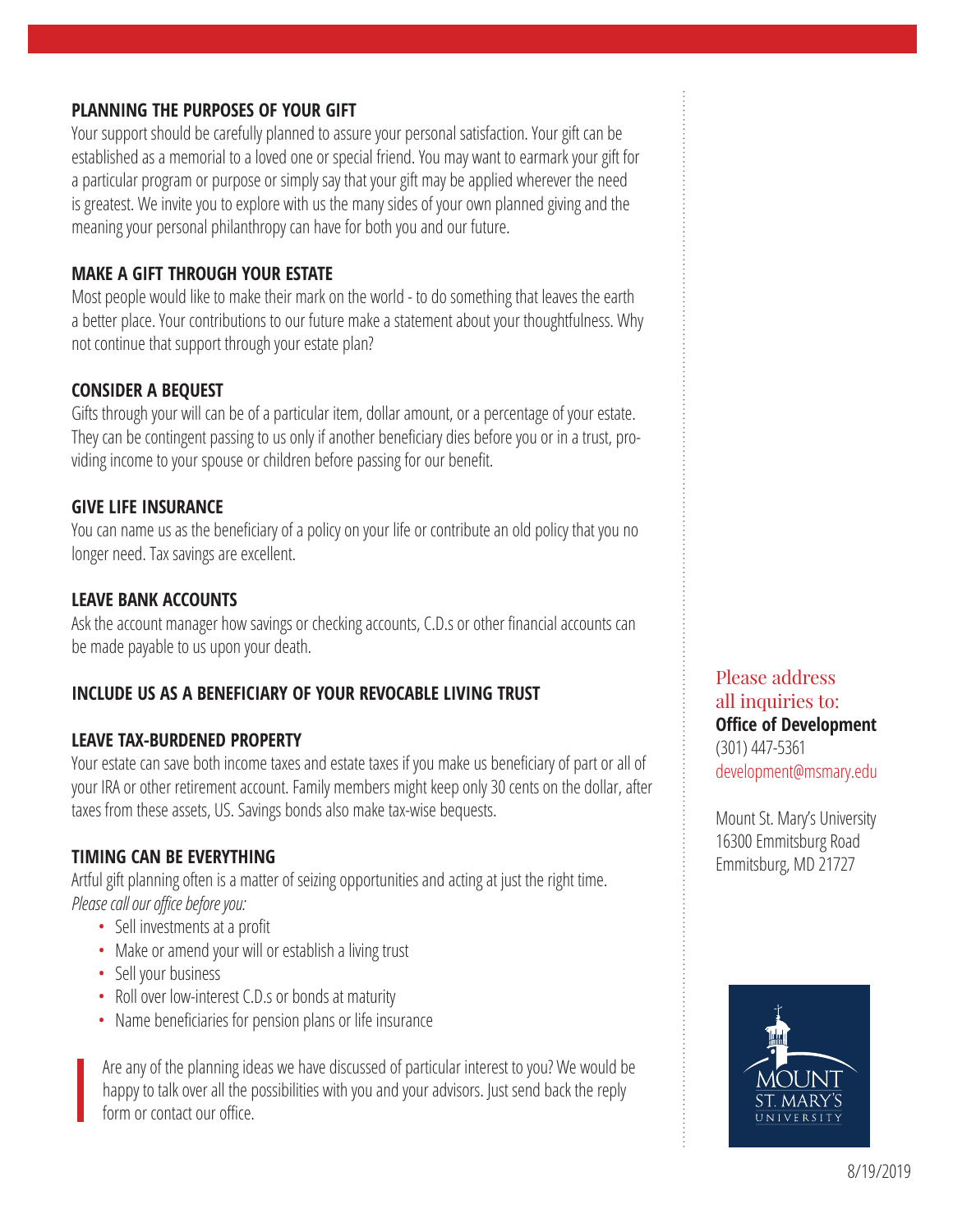## PLANNING THE PURPOSES OF YOUR GIFT

Your support should be carefully planned to assure your personal satisfaction. Your gift can be established as a memorial to a loved one or special friend. You may want to earmark your gift for a particular program or purpose or simply say that your gift may be applied wherever the need is greatest. We invite you to explore with us the many sides of your own planned giving and the meaning your personal philanthropy can have for both you and our future.

## MAKE A GIFT THROUGH YOUR ESTATE

Most people would like to make their mark on the world - to do something that leaves the earth a better place. Your contributions to our future make a statement about your thoughtfulness. Why not continue that support through your estate plan?

## CONSIDER A BEQUEST

Gifts through your will can be of a particular item, dollar amount, or a percentage of your estate. They can be contingent passing to us only if another beneficiary dies before you or in a trust, providing income to your spouse or children before passing for our benefit.

## GIVE LIFE INSURANCE

You can name us as the beneficiary of a policy on your life or contribute an old policy that you no longer need. Tax savings are excellent.

## LEAVE BANK ACCOUNTS

Ask the account manager how savings or checking accounts, C.D.s or other financial accounts can be made payable to us upon your death.

## INCLUDE US AS A BENEFICIARY OF YOUR REVOCABLE LIVING TRUST

## LEAVE TAX-BURDENED PROPERTY

Your estate can save both income taxes and estate taxes if you make us beneficiary of part or all of your IRA or other retirement account. Family members might keep only 30 cents on the dollar, after taxes from these assets, US. Savings bonds also make tax-wise bequests.

## TIMING CAN BE EVERYTHING

Artful gift planning often is a matter of seizing opportunities and acting at just the right time.
*Please call our office before you:*

- Sell investments at a profit
- Make or amend your will or establish a living trust
- Sell your business
- Roll over low-interest C.D.s or bonds at maturity
- Name beneficiaries for pension plans or life insurance

Are any of the planning ideas we have discussed of particular interest to you? We would be happy to talk over all the possibilities with you and your advisors. Just send back the reply form or contact our office.

Please address all inquiries to:
**Office of Development**
(301) 447-5361
development@msmary.edu

Mount St. Mary's University
16300 Emmitsburg Road
Emmitsburg, MD 21727

MOUNT ST. MARY'S UNIVERSITY

8/19/2019